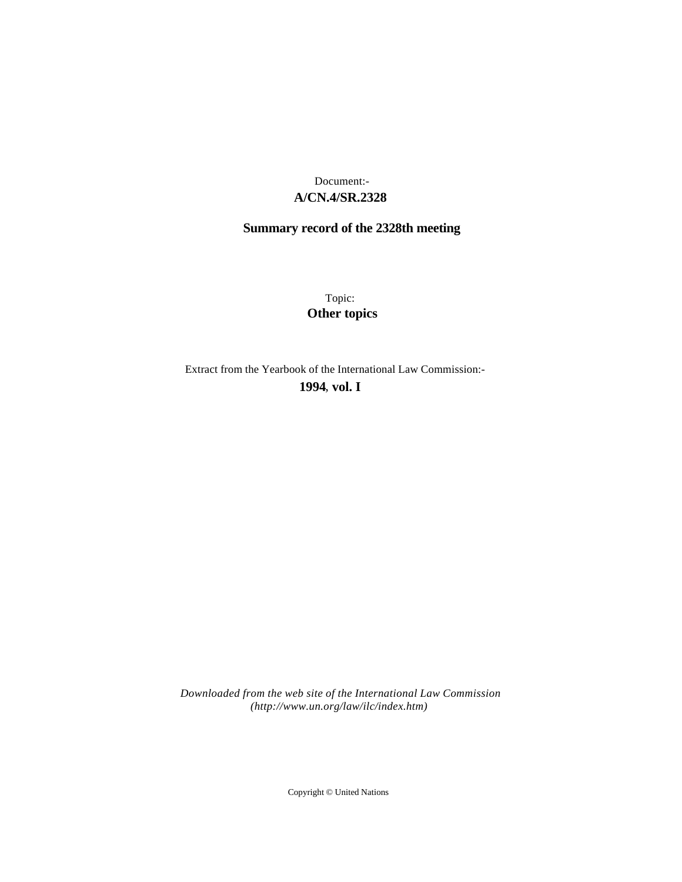Document:-

**A/CN.4/SR.2328**

**Summary record of the 2328th meeting**

Topic:

**Other topics**

Extract from the Yearbook of the International Law Commission:-

**1994, vol. I**

*Downloaded from the web site of the International Law Commission (http://www.un.org/law/ilc/index.htm)*

Copyright © United Nations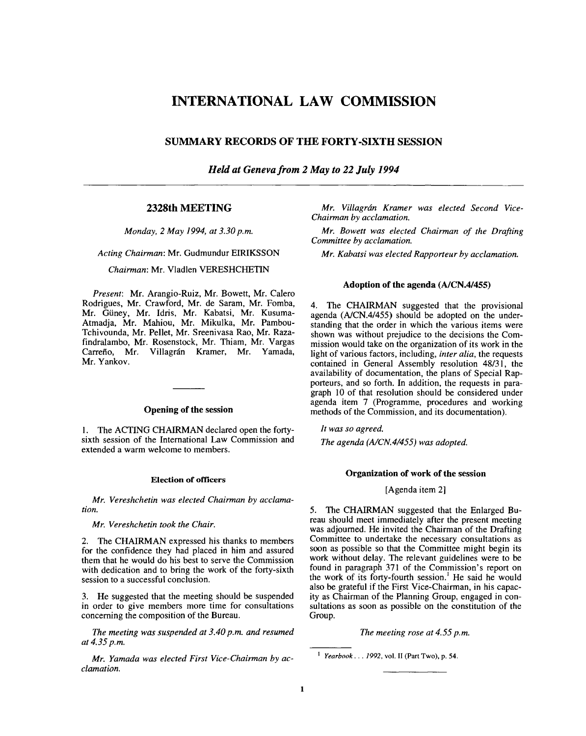# INTERNATIONAL LAW COMMISSION

## SUMMARY RECORDS OF THE FORTY-SIXTH SESSION

*Held at Geneva from 2 May to 22 July 1994*

### 2328th MEETING

*Monday, 2 May 1994, at 3.30 p.m.*

*Acting Chairman*: Mr. Gudmundur EIRIKSSON

*Chairman*: Mr. Vladlen VERESHCHETIN

*Present*: Mr. Arangio-Ruiz, Mr. Bowett, Mr. Calero Rodrigues, Mr. Crawford, Mr. de Saram, Mr. Fomba, Mr. Güney, Mr. Idris, Mr. Kabatsi, Mr. Kusuma-Atmadja, Mr. Mahiou, Mr. Mikulka, Mr. Pambou-Tchivounda, Mr. Pellet, Mr. Sreenivasa Rao, Mr. Razafindralambo, Mr. Rosenstock, Mr. Thiam, Mr. Vargas Carreño, Mr. Villagrán Kramer, Mr. Yamada, Mr. Yankov.

#### Opening of the session

1. The ACTING CHAIRMAN declared open the forty-sixth session of the International Law Commission and extended a warm welcome to members.

#### Election of officers

*Mr. Vereshchetin was elected Chairman by acclamation.*

*Mr. Vereshchetin took the Chair.*

2. The CHAIRMAN expressed his thanks to members for the confidence they had placed in him and assured them that he would do his best to serve the Commission with dedication and to bring the work of the forty-sixth session to a successful conclusion.

3. He suggested that the meeting should be suspended in order to give members more time for consultations concerning the composition of the Bureau.

*The meeting was suspended at 3.40 p.m. and resumed at 4.35 p.m.*

*Mr. Yamada was elected First Vice-Chairman by acclamation.*

*Mr. Villagrán Kramer was elected Second Vice-Chairman by acclamation.*

*Mr. Bowett was elected Chairman of the Drafting Committee by acclamation.*

*Mr. Kabatsi was elected Rapporteur by acclamation.*

#### Adoption of the agenda (A/CN.4/455)

4. The CHAIRMAN suggested that the provisional agenda (A/CN.4/455) should be adopted on the understanding that the order in which the various items were shown was without prejudice to the decisions the Commission would take on the organization of its work in the light of various factors, including, *inter alia*, the requests contained in General Assembly resolution 48/31, the availability of documentation, the plans of Special Rapporteurs, and so forth. In addition, the requests in paragraph 10 of that resolution should be considered under agenda item 7 (Programme, procedures and working methods of the Commission, and its documentation).

*It was so agreed.*

*The agenda (A/CN.4/455) was adopted.*

#### Organization of work of the session

[Agenda item 2]

5. The CHAIRMAN suggested that the Enlarged Bureau should meet immediately after the present meeting was adjourned. He invited the Chairman of the Drafting Committee to undertake the necessary consultations as soon as possible so that the Committee might begin its work without delay. The relevant guidelines were to be found in paragraph 371 of the Commission's report on the work of its forty-fourth session.[1] He said he would also be grateful if the First Vice-Chairman, in his capacity as Chairman of the Planning Group, engaged in consultations as soon as possible on the constitution of the Group.

*The meeting rose at 4.55 p.m.*

---

[1] *Yearbook . . . 1992*, vol. II (Part Two), p. 54.